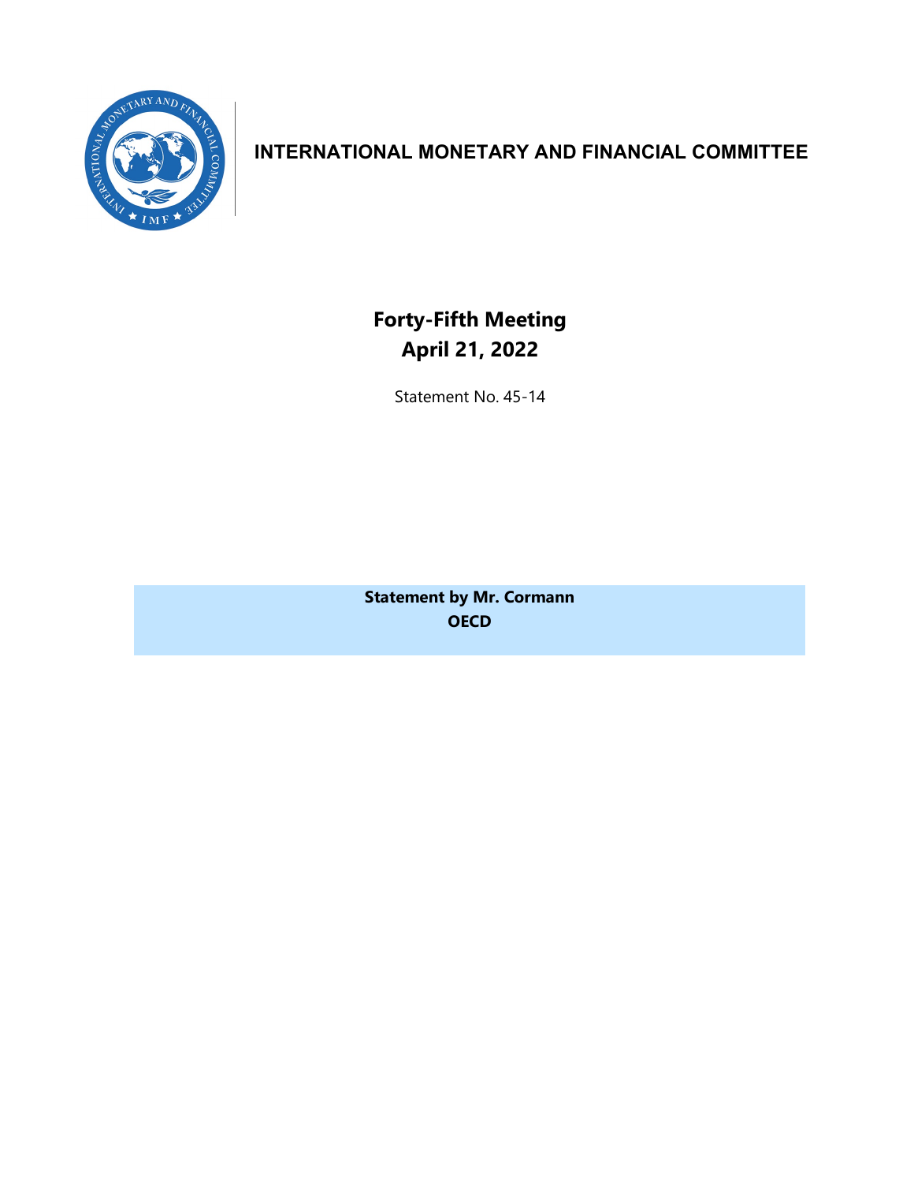# INTERNATIONAL MONETARY AND FINANCIAL COMMITTEE

## Forty-Fifth Meeting
## April 21, 2022

Statement No. 45-14

**Statement by Mr. Cormann**
**OECD**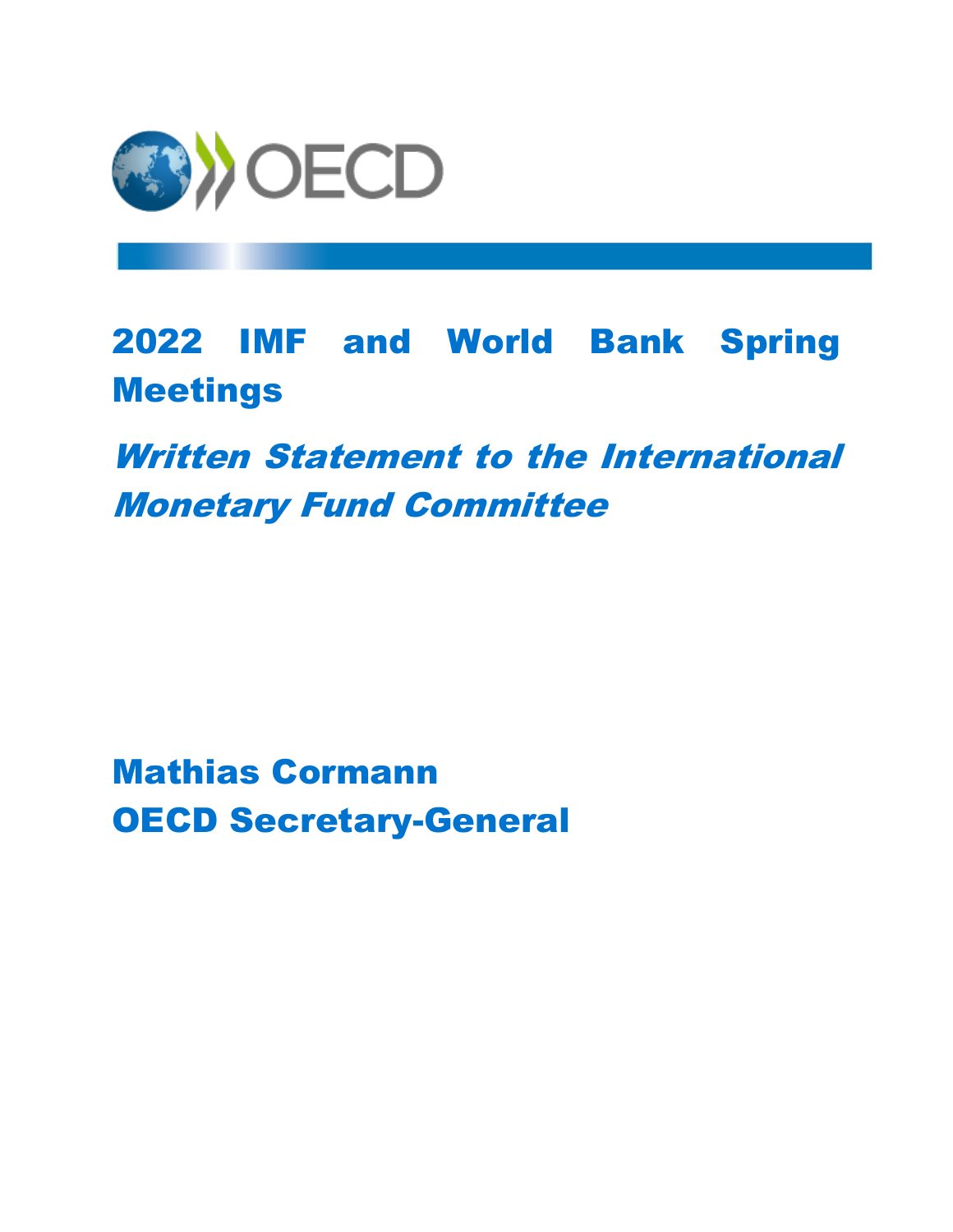# 2022 IMF and World Bank Spring Meetings

## *Written Statement to the International Monetary Fund Committee*

**Mathias Cormann**
**OECD Secretary-General**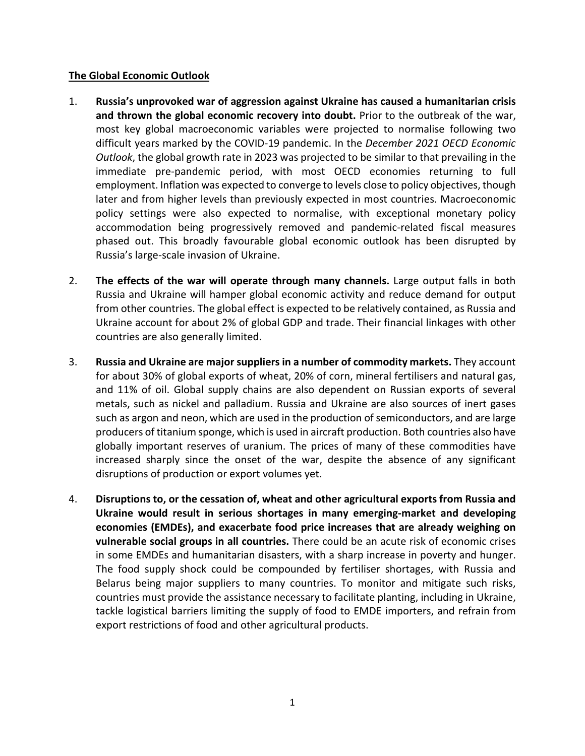**The Global Economic Outlook**

1. **Russia's unprovoked war of aggression against Ukraine has caused a humanitarian crisis and thrown the global economic recovery into doubt.** Prior to the outbreak of the war, most key global macroeconomic variables were projected to normalise following two difficult years marked by the COVID-19 pandemic. In the *December 2021 OECD Economic Outlook*, the global growth rate in 2023 was projected to be similar to that prevailing in the immediate pre-pandemic period, with most OECD economies returning to full employment. Inflation was expected to converge to levels close to policy objectives, though later and from higher levels than previously expected in most countries. Macroeconomic policy settings were also expected to normalise, with exceptional monetary policy accommodation being progressively removed and pandemic-related fiscal measures phased out. This broadly favourable global economic outlook has been disrupted by Russia's large-scale invasion of Ukraine.

2. **The effects of the war will operate through many channels.** Large output falls in both Russia and Ukraine will hamper global economic activity and reduce demand for output from other countries. The global effect is expected to be relatively contained, as Russia and Ukraine account for about 2% of global GDP and trade. Their financial linkages with other countries are also generally limited.

3. **Russia and Ukraine are major suppliers in a number of commodity markets.** They account for about 30% of global exports of wheat, 20% of corn, mineral fertilisers and natural gas, and 11% of oil. Global supply chains are also dependent on Russian exports of several metals, such as nickel and palladium. Russia and Ukraine are also sources of inert gases such as argon and neon, which are used in the production of semiconductors, and are large producers of titanium sponge, which is used in aircraft production. Both countries also have globally important reserves of uranium. The prices of many of these commodities have increased sharply since the onset of the war, despite the absence of any significant disruptions of production or export volumes yet.

4. **Disruptions to, or the cessation of, wheat and other agricultural exports from Russia and Ukraine would result in serious shortages in many emerging-market and developing economies (EMDEs), and exacerbate food price increases that are already weighing on vulnerable social groups in all countries.** There could be an acute risk of economic crises in some EMDEs and humanitarian disasters, with a sharp increase in poverty and hunger. The food supply shock could be compounded by fertiliser shortages, with Russia and Belarus being major suppliers to many countries. To monitor and mitigate such risks, countries must provide the assistance necessary to facilitate planting, including in Ukraine, tackle logistical barriers limiting the supply of food to EMDE importers, and refrain from export restrictions of food and other agricultural products.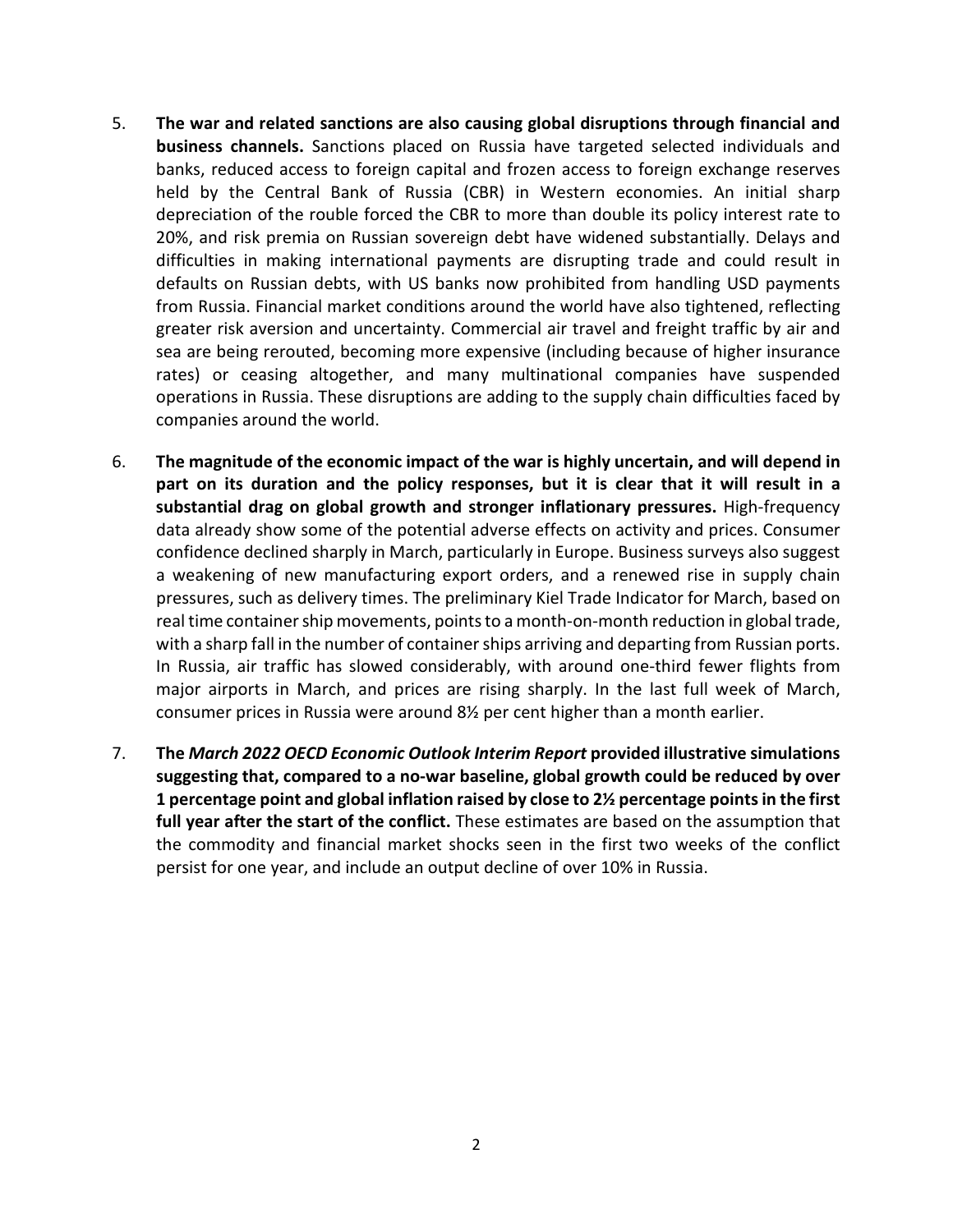5. **The war and related sanctions are also causing global disruptions through financial and business channels.** Sanctions placed on Russia have targeted selected individuals and banks, reduced access to foreign capital and frozen access to foreign exchange reserves held by the Central Bank of Russia (CBR) in Western economies. An initial sharp depreciation of the rouble forced the CBR to more than double its policy interest rate to 20%, and risk premia on Russian sovereign debt have widened substantially. Delays and difficulties in making international payments are disrupting trade and could result in defaults on Russian debts, with US banks now prohibited from handling USD payments from Russia. Financial market conditions around the world have also tightened, reflecting greater risk aversion and uncertainty. Commercial air travel and freight traffic by air and sea are being rerouted, becoming more expensive (including because of higher insurance rates) or ceasing altogether, and many multinational companies have suspended operations in Russia. These disruptions are adding to the supply chain difficulties faced by companies around the world.

6. **The magnitude of the economic impact of the war is highly uncertain, and will depend in part on its duration and the policy responses, but it is clear that it will result in a substantial drag on global growth and stronger inflationary pressures.** High-frequency data already show some of the potential adverse effects on activity and prices. Consumer confidence declined sharply in March, particularly in Europe. Business surveys also suggest a weakening of new manufacturing export orders, and a renewed rise in supply chain pressures, such as delivery times. The preliminary Kiel Trade Indicator for March, based on real time container ship movements, points to a month-on-month reduction in global trade, with a sharp fall in the number of container ships arriving and departing from Russian ports. In Russia, air traffic has slowed considerably, with around one-third fewer flights from major airports in March, and prices are rising sharply. In the last full week of March, consumer prices in Russia were around 8½ per cent higher than a month earlier.

7. **The *March 2022 OECD Economic Outlook Interim Report* provided illustrative simulations suggesting that, compared to a no-war baseline, global growth could be reduced by over 1 percentage point and global inflation raised by close to 2½ percentage points in the first full year after the start of the conflict.** These estimates are based on the assumption that the commodity and financial market shocks seen in the first two weeks of the conflict persist for one year, and include an output decline of over 10% in Russia.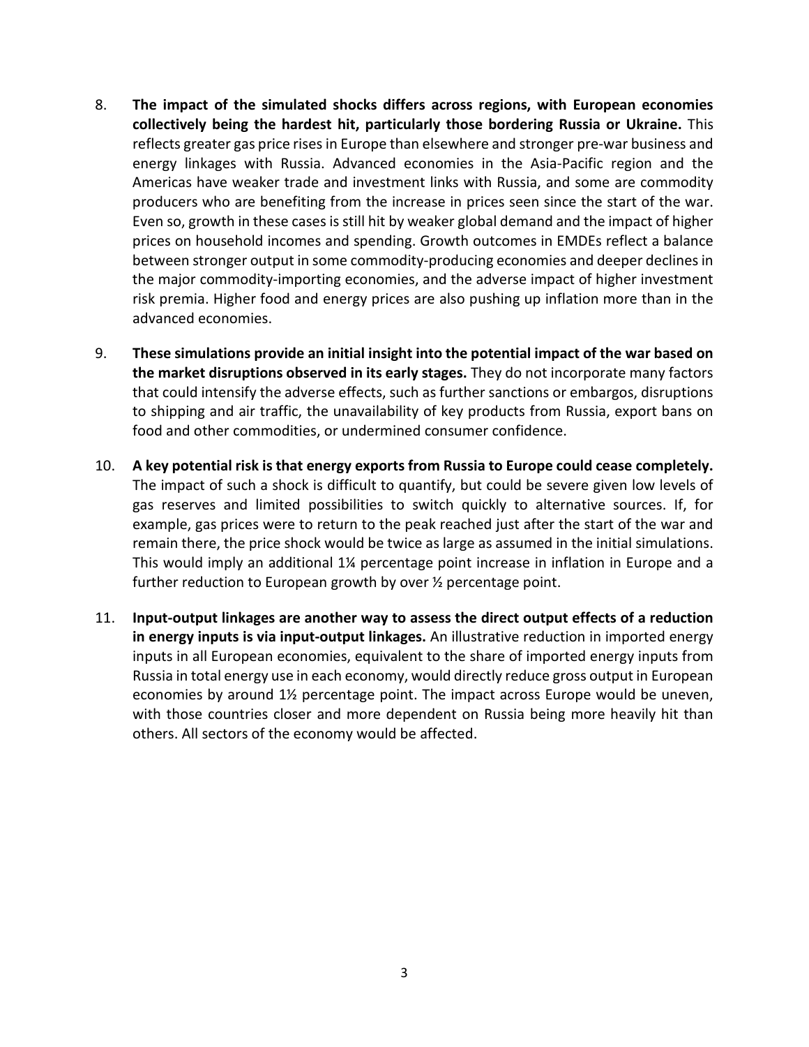8. **The impact of the simulated shocks differs across regions, with European economies collectively being the hardest hit, particularly those bordering Russia or Ukraine.** This reflects greater gas price rises in Europe than elsewhere and stronger pre-war business and energy linkages with Russia. Advanced economies in the Asia-Pacific region and the Americas have weaker trade and investment links with Russia, and some are commodity producers who are benefiting from the increase in prices seen since the start of the war. Even so, growth in these cases is still hit by weaker global demand and the impact of higher prices on household incomes and spending. Growth outcomes in EMDEs reflect a balance between stronger output in some commodity-producing economies and deeper declines in the major commodity-importing economies, and the adverse impact of higher investment risk premia. Higher food and energy prices are also pushing up inflation more than in the advanced economies.

9. **These simulations provide an initial insight into the potential impact of the war based on the market disruptions observed in its early stages.** They do not incorporate many factors that could intensify the adverse effects, such as further sanctions or embargos, disruptions to shipping and air traffic, the unavailability of key products from Russia, export bans on food and other commodities, or undermined consumer confidence.

10. **A key potential risk is that energy exports from Russia to Europe could cease completely.** The impact of such a shock is difficult to quantify, but could be severe given low levels of gas reserves and limited possibilities to switch quickly to alternative sources. If, for example, gas prices were to return to the peak reached just after the start of the war and remain there, the price shock would be twice as large as assumed in the initial simulations. This would imply an additional 1¼ percentage point increase in inflation in Europe and a further reduction to European growth by over ½ percentage point.

11. **Input-output linkages are another way to assess the direct output effects of a reduction in energy inputs is via input-output linkages.** An illustrative reduction in imported energy inputs in all European economies, equivalent to the share of imported energy inputs from Russia in total energy use in each economy, would directly reduce gross output in European economies by around 1½ percentage point. The impact across Europe would be uneven, with those countries closer and more dependent on Russia being more heavily hit than others. All sectors of the economy would be affected.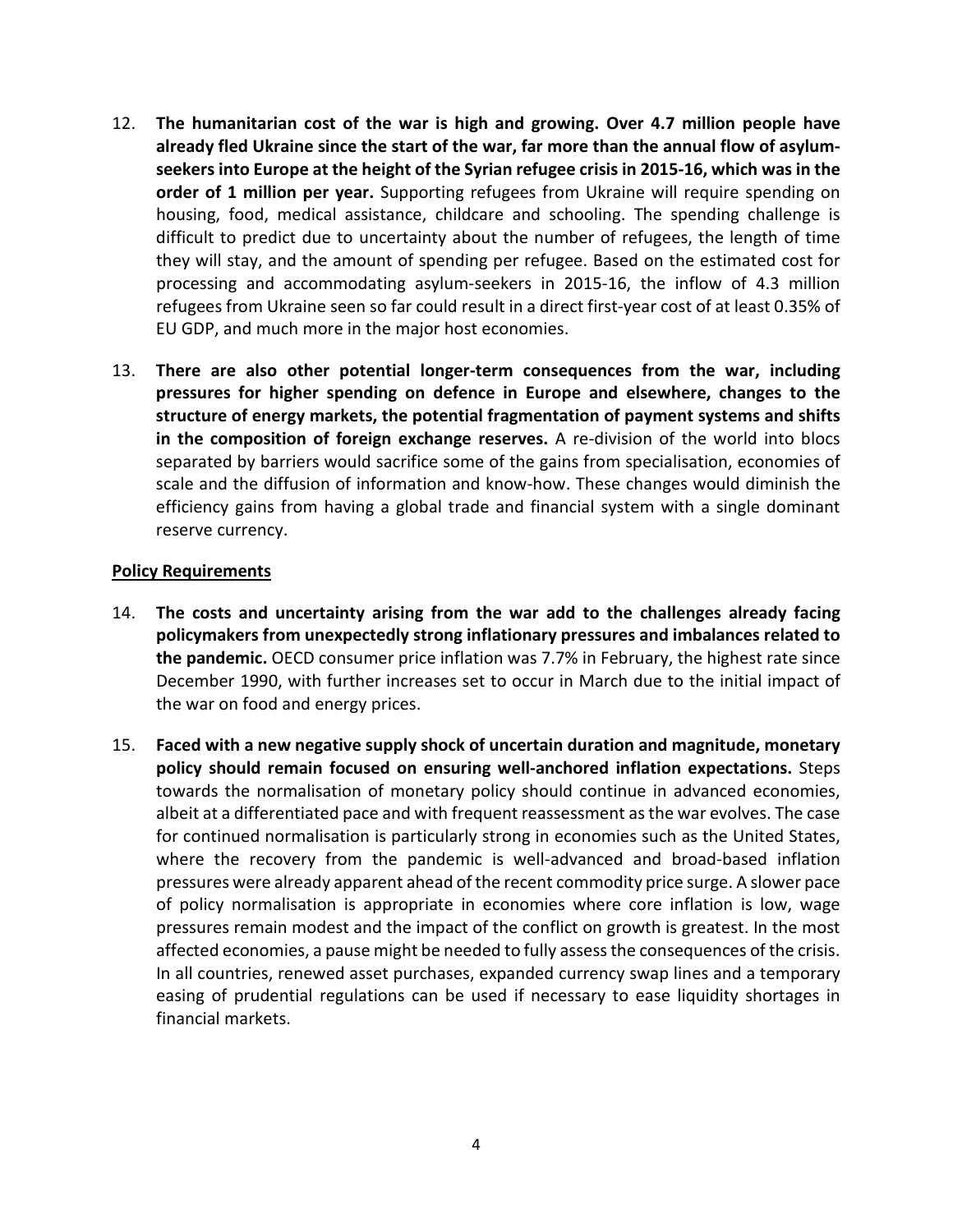12. **The humanitarian cost of the war is high and growing. Over 4.7 million people have already fled Ukraine since the start of the war, far more than the annual flow of asylum-seekers into Europe at the height of the Syrian refugee crisis in 2015-16, which was in the order of 1 million per year.** Supporting refugees from Ukraine will require spending on housing, food, medical assistance, childcare and schooling. The spending challenge is difficult to predict due to uncertainty about the number of refugees, the length of time they will stay, and the amount of spending per refugee. Based on the estimated cost for processing and accommodating asylum-seekers in 2015-16, the inflow of 4.3 million refugees from Ukraine seen so far could result in a direct first-year cost of at least 0.35% of EU GDP, and much more in the major host economies.

13. **There are also other potential longer-term consequences from the war, including pressures for higher spending on defence in Europe and elsewhere, changes to the structure of energy markets, the potential fragmentation of payment systems and shifts in the composition of foreign exchange reserves.** A re-division of the world into blocs separated by barriers would sacrifice some of the gains from specialisation, economies of scale and the diffusion of information and know-how. These changes would diminish the efficiency gains from having a global trade and financial system with a single dominant reserve currency.

## Policy Requirements

14. **The costs and uncertainty arising from the war add to the challenges already facing policymakers from unexpectedly strong inflationary pressures and imbalances related to the pandemic.** OECD consumer price inflation was 7.7% in February, the highest rate since December 1990, with further increases set to occur in March due to the initial impact of the war on food and energy prices.

15. **Faced with a new negative supply shock of uncertain duration and magnitude, monetary policy should remain focused on ensuring well-anchored inflation expectations.** Steps towards the normalisation of monetary policy should continue in advanced economies, albeit at a differentiated pace and with frequent reassessment as the war evolves. The case for continued normalisation is particularly strong in economies such as the United States, where the recovery from the pandemic is well-advanced and broad-based inflation pressures were already apparent ahead of the recent commodity price surge. A slower pace of policy normalisation is appropriate in economies where core inflation is low, wage pressures remain modest and the impact of the conflict on growth is greatest. In the most affected economies, a pause might be needed to fully assess the consequences of the crisis. In all countries, renewed asset purchases, expanded currency swap lines and a temporary easing of prudential regulations can be used if necessary to ease liquidity shortages in financial markets.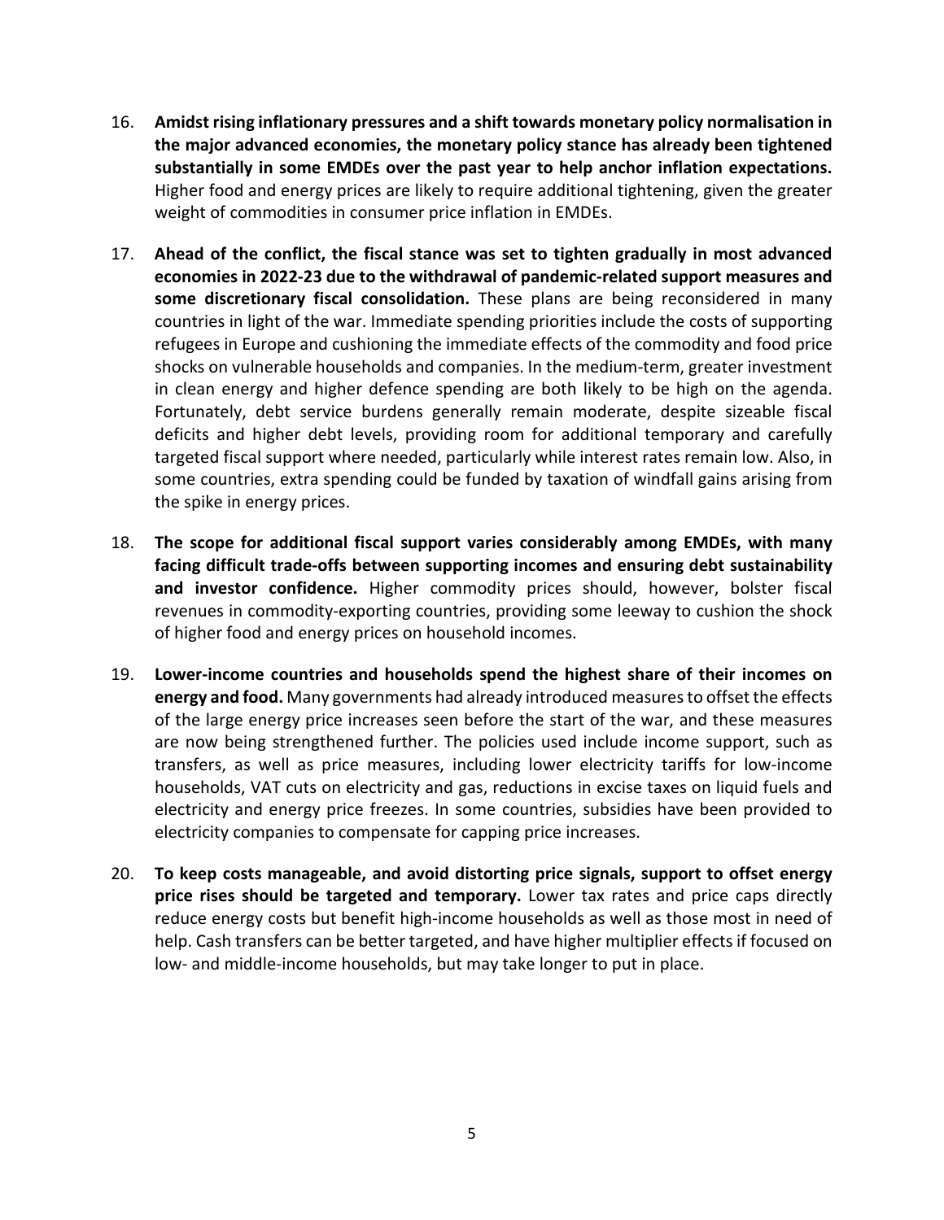16. **Amidst rising inflationary pressures and a shift towards monetary policy normalisation in the major advanced economies, the monetary policy stance has already been tightened substantially in some EMDEs over the past year to help anchor inflation expectations.** Higher food and energy prices are likely to require additional tightening, given the greater weight of commodities in consumer price inflation in EMDEs.

17. **Ahead of the conflict, the fiscal stance was set to tighten gradually in most advanced economies in 2022-23 due to the withdrawal of pandemic-related support measures and some discretionary fiscal consolidation.** These plans are being reconsidered in many countries in light of the war. Immediate spending priorities include the costs of supporting refugees in Europe and cushioning the immediate effects of the commodity and food price shocks on vulnerable households and companies. In the medium-term, greater investment in clean energy and higher defence spending are both likely to be high on the agenda. Fortunately, debt service burdens generally remain moderate, despite sizeable fiscal deficits and higher debt levels, providing room for additional temporary and carefully targeted fiscal support where needed, particularly while interest rates remain low. Also, in some countries, extra spending could be funded by taxation of windfall gains arising from the spike in energy prices.

18. **The scope for additional fiscal support varies considerably among EMDEs, with many facing difficult trade-offs between supporting incomes and ensuring debt sustainability and investor confidence.** Higher commodity prices should, however, bolster fiscal revenues in commodity-exporting countries, providing some leeway to cushion the shock of higher food and energy prices on household incomes.

19. **Lower-income countries and households spend the highest share of their incomes on energy and food.** Many governments had already introduced measures to offset the effects of the large energy price increases seen before the start of the war, and these measures are now being strengthened further. The policies used include income support, such as transfers, as well as price measures, including lower electricity tariffs for low-income households, VAT cuts on electricity and gas, reductions in excise taxes on liquid fuels and electricity and energy price freezes. In some countries, subsidies have been provided to electricity companies to compensate for capping price increases.

20. **To keep costs manageable, and avoid distorting price signals, support to offset energy price rises should be targeted and temporary.** Lower tax rates and price caps directly reduce energy costs but benefit high-income households as well as those most in need of help. Cash transfers can be better targeted, and have higher multiplier effects if focused on low- and middle-income households, but may take longer to put in place.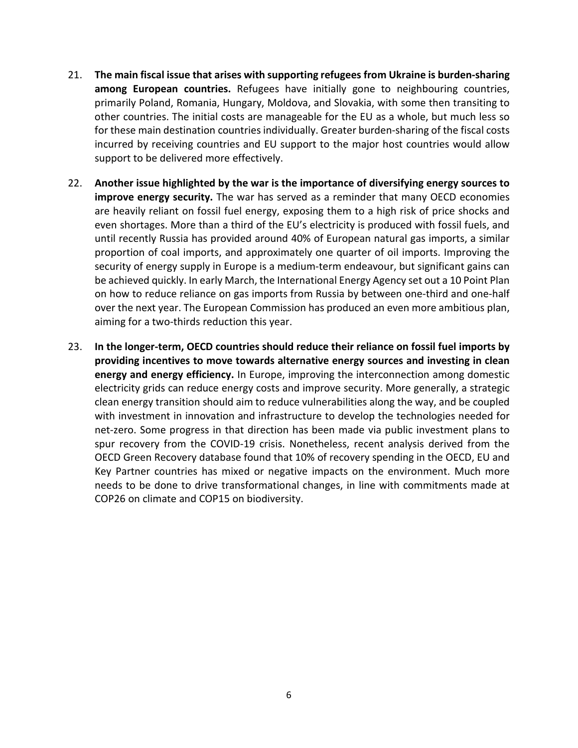21. **The main fiscal issue that arises with supporting refugees from Ukraine is burden-sharing among European countries.** Refugees have initially gone to neighbouring countries, primarily Poland, Romania, Hungary, Moldova, and Slovakia, with some then transiting to other countries. The initial costs are manageable for the EU as a whole, but much less so for these main destination countries individually. Greater burden-sharing of the fiscal costs incurred by receiving countries and EU support to the major host countries would allow support to be delivered more effectively.

22. **Another issue highlighted by the war is the importance of diversifying energy sources to improve energy security.** The war has served as a reminder that many OECD economies are heavily reliant on fossil fuel energy, exposing them to a high risk of price shocks and even shortages. More than a third of the EU's electricity is produced with fossil fuels, and until recently Russia has provided around 40% of European natural gas imports, a similar proportion of coal imports, and approximately one quarter of oil imports. Improving the security of energy supply in Europe is a medium-term endeavour, but significant gains can be achieved quickly. In early March, the International Energy Agency set out a 10 Point Plan on how to reduce reliance on gas imports from Russia by between one-third and one-half over the next year. The European Commission has produced an even more ambitious plan, aiming for a two-thirds reduction this year.

23. **In the longer-term, OECD countries should reduce their reliance on fossil fuel imports by providing incentives to move towards alternative energy sources and investing in clean energy and energy efficiency.** In Europe, improving the interconnection among domestic electricity grids can reduce energy costs and improve security. More generally, a strategic clean energy transition should aim to reduce vulnerabilities along the way, and be coupled with investment in innovation and infrastructure to develop the technologies needed for net-zero. Some progress in that direction has been made via public investment plans to spur recovery from the COVID-19 crisis. Nonetheless, recent analysis derived from the OECD Green Recovery database found that 10% of recovery spending in the OECD, EU and Key Partner countries has mixed or negative impacts on the environment. Much more needs to be done to drive transformational changes, in line with commitments made at COP26 on climate and COP15 on biodiversity.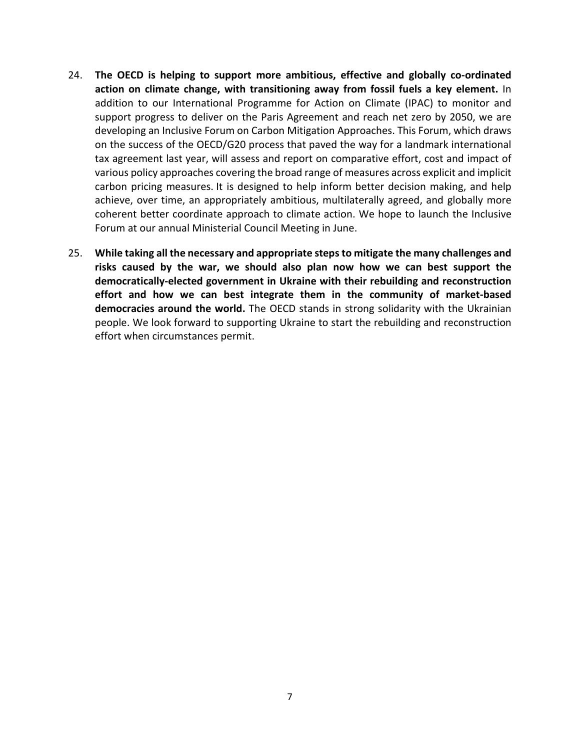24. **The OECD is helping to support more ambitious, effective and globally co-ordinated action on climate change, with transitioning away from fossil fuels a key element.** In addition to our International Programme for Action on Climate (IPAC) to monitor and support progress to deliver on the Paris Agreement and reach net zero by 2050, we are developing an Inclusive Forum on Carbon Mitigation Approaches. This Forum, which draws on the success of the OECD/G20 process that paved the way for a landmark international tax agreement last year, will assess and report on comparative effort, cost and impact of various policy approaches covering the broad range of measures across explicit and implicit carbon pricing measures. It is designed to help inform better decision making, and help achieve, over time, an appropriately ambitious, multilaterally agreed, and globally more coherent better coordinate approach to climate action. We hope to launch the Inclusive Forum at our annual Ministerial Council Meeting in June.

25. **While taking all the necessary and appropriate steps to mitigate the many challenges and risks caused by the war, we should also plan now how we can best support the democratically-elected government in Ukraine with their rebuilding and reconstruction effort and how we can best integrate them in the community of market-based democracies around the world.** The OECD stands in strong solidarity with the Ukrainian people. We look forward to supporting Ukraine to start the rebuilding and reconstruction effort when circumstances permit.